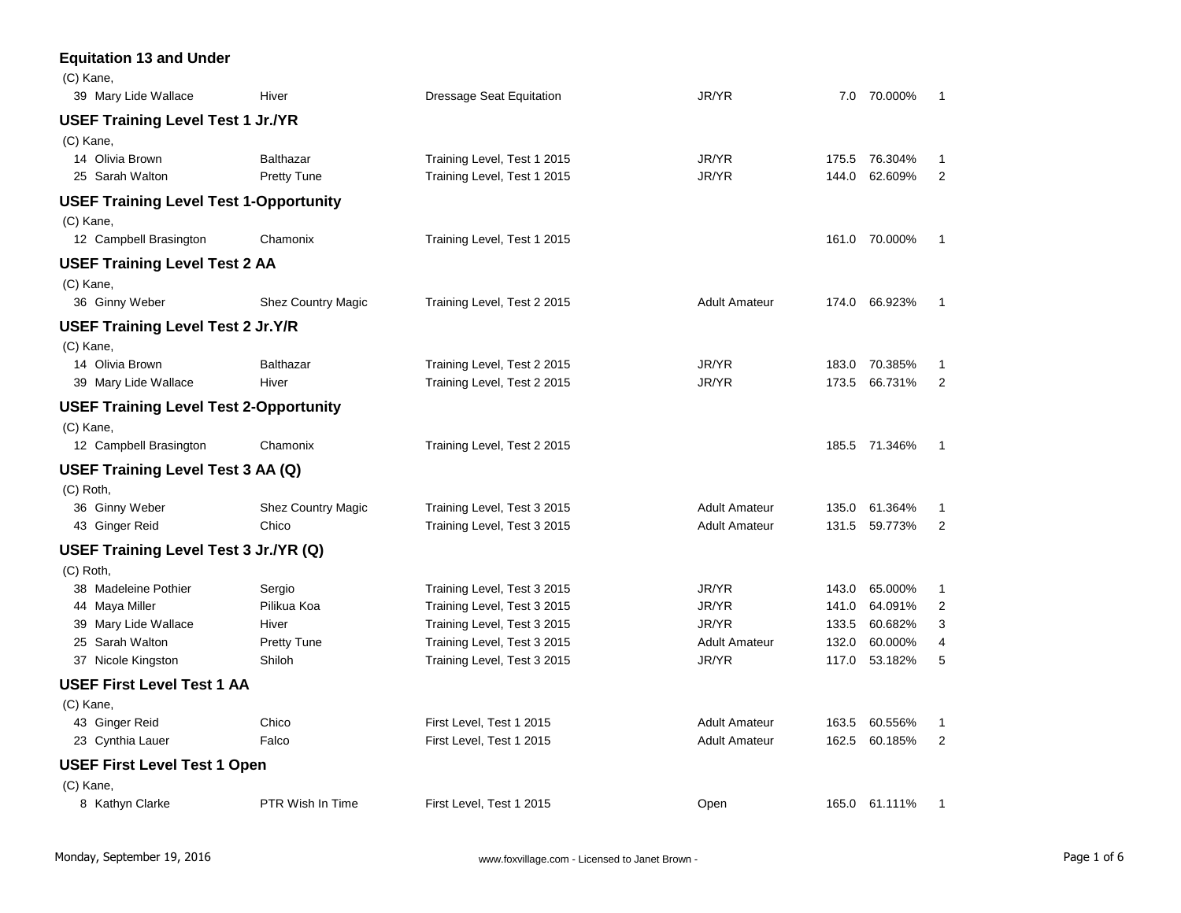## Equatation 13 and Under

(C) Kane,

| | | | | | | |
|---|---|---|---|---|---|---|
| 39 Mary Lide Wallace | Hiver | Dressage Seat Equitation | JR/YR | 7.0 | 70.000% | 1 |

## USEF Training Level Test 1 Jr./YR

(C) Kane,

| | | | | | | |
|---|---|---|---|---|---|---|
| 14 Olivia Brown | Balthazar | Training Level, Test 1 2015 | JR/YR | 175.5 | 76.304% | 1 |
| 25 Sarah Walton | Pretty Tune | Training Level, Test 1 2015 | JR/YR | 144.0 | 62.609% | 2 |

## USEF Training Level Test 1-Opportunity

(C) Kane,

| | | | | | | |
|---|---|---|---|---|---|---|
| 12 Campbell Brasington | Chamonix | Training Level, Test 1 2015 | | 161.0 | 70.000% | 1 |

## USEF Training Level Test 2 AA

(C) Kane,

| | | | | | | |
|---|---|---|---|---|---|---|
| 36 Ginny Weber | Shez Country Magic | Training Level, Test 2 2015 | Adult Amateur | 174.0 | 66.923% | 1 |

## USEF Training Level Test 2 Jr.Y/R

(C) Kane,

| | | | | | | |
|---|---|---|---|---|---|---|
| 14 Olivia Brown | Balthazar | Training Level, Test 2 2015 | JR/YR | 183.0 | 70.385% | 1 |
| 39 Mary Lide Wallace | Hiver | Training Level, Test 2 2015 | JR/YR | 173.5 | 66.731% | 2 |

## USEF Training Level Test 2-Opportunity

(C) Kane,

| | | | | | | |
|---|---|---|---|---|---|---|
| 12 Campbell Brasington | Chamonix | Training Level, Test 2 2015 | | 185.5 | 71.346% | 1 |

## USEF Training Level Test 3 AA (Q)

(C) Roth,

| | | | | | | |
|---|---|---|---|---|---|---|
| 36 Ginny Weber | Shez Country Magic | Training Level, Test 3 2015 | Adult Amateur | 135.0 | 61.364% | 1 |
| 43 Ginger Reid | Chico | Training Level, Test 3 2015 | Adult Amateur | 131.5 | 59.773% | 2 |

## USEF Training Level Test 3 Jr./YR (Q)

(C) Roth,

| | | | | | | |
|---|---|---|---|---|---|---|
| 38 Madeleine Pothier | Sergio | Training Level, Test 3 2015 | JR/YR | 143.0 | 65.000% | 1 |
| 44 Maya Miller | Pilikua Koa | Training Level, Test 3 2015 | JR/YR | 141.0 | 64.091% | 2 |
| 39 Mary Lide Wallace | Hiver | Training Level, Test 3 2015 | JR/YR | 133.5 | 60.682% | 3 |
| 25 Sarah Walton | Pretty Tune | Training Level, Test 3 2015 | Adult Amateur | 132.0 | 60.000% | 4 |
| 37 Nicole Kingston | Shiloh | Training Level, Test 3 2015 | JR/YR | 117.0 | 53.182% | 5 |

## USEF First Level Test 1 AA

(C) Kane,

| | | | | | | |
|---|---|---|---|---|---|---|
| 43 Ginger Reid | Chico | First Level, Test 1 2015 | Adult Amateur | 163.5 | 60.556% | 1 |
| 23 Cynthia Lauer | Falco | First Level, Test 1 2015 | Adult Amateur | 162.5 | 60.185% | 2 |

## USEF First Level Test 1 Open

(C) Kane,

| | | | | | | |
|---|---|---|---|---|---|---|
| 8 Kathyn Clarke | PTR Wish In Time | First Level, Test 1 2015 | Open | 165.0 | 61.111% | 1 |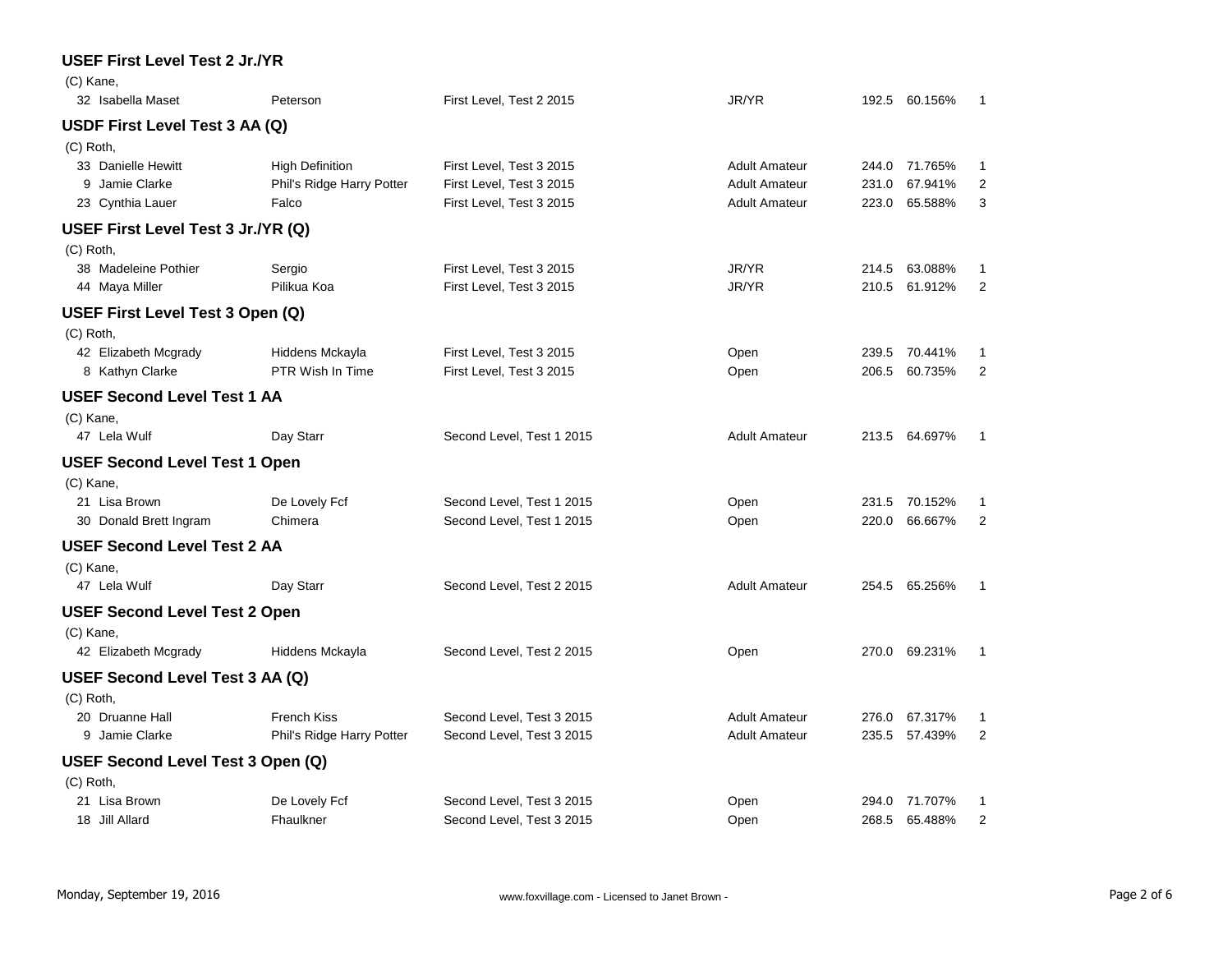### USEF First Level Test 2 Jr./YR

(C) Kane,

| No. | Rider | Horse | Test | Division | Score | Percentage | Place |
|---|---|---|---|---|---|---|---|
| 32 | Isabella Maset | Peterson | First Level, Test 2 2015 | JR/YR | 192.5 | 60.156% | 1 |

### USDF First Level Test 3 AA (Q)

(C) Roth,

| No. | Rider | Horse | Test | Division | Score | Percentage | Place |
|---|---|---|---|---|---|---|---|
| 33 | Danielle Hewitt | High Definition | First Level, Test 3 2015 | Adult Amateur | 244.0 | 71.765% | 1 |
| 9 | Jamie Clarke | Phil's Ridge Harry Potter | First Level, Test 3 2015 | Adult Amateur | 231.0 | 67.941% | 2 |
| 23 | Cynthia Lauer | Falco | First Level, Test 3 2015 | Adult Amateur | 223.0 | 65.588% | 3 |

### USEF First Level Test 3 Jr./YR (Q)

(C) Roth,

| No. | Rider | Horse | Test | Division | Score | Percentage | Place |
|---|---|---|---|---|---|---|---|
| 38 | Madeleine Pothier | Sergio | First Level, Test 3 2015 | JR/YR | 214.5 | 63.088% | 1 |
| 44 | Maya Miller | Pilikua Koa | First Level, Test 3 2015 | JR/YR | 210.5 | 61.912% | 2 |

### USEF First Level Test 3 Open (Q)

(C) Roth,

| No. | Rider | Horse | Test | Division | Score | Percentage | Place |
|---|---|---|---|---|---|---|---|
| 42 | Elizabeth Mcgrady | Hiddens Mckayla | First Level, Test 3 2015 | Open | 239.5 | 70.441% | 1 |
| 8 | Kathyn Clarke | PTR Wish In Time | First Level, Test 3 2015 | Open | 206.5 | 60.735% | 2 |

### USEF Second Level Test 1 AA

(C) Kane,

| No. | Rider | Horse | Test | Division | Score | Percentage | Place |
|---|---|---|---|---|---|---|---|
| 47 | Lela Wulf | Day Starr | Second Level, Test 1 2015 | Adult Amateur | 213.5 | 64.697% | 1 |

### USEF Second Level Test 1 Open

(C) Kane,

| No. | Rider | Horse | Test | Division | Score | Percentage | Place |
|---|---|---|---|---|---|---|---|
| 21 | Lisa Brown | De Lovely Fcf | Second Level, Test 1 2015 | Open | 231.5 | 70.152% | 1 |
| 30 | Donald Brett Ingram | Chimera | Second Level, Test 1 2015 | Open | 220.0 | 66.667% | 2 |

### USEF Second Level Test 2 AA

(C) Kane,

| No. | Rider | Horse | Test | Division | Score | Percentage | Place |
|---|---|---|---|---|---|---|---|
| 47 | Lela Wulf | Day Starr | Second Level, Test 2 2015 | Adult Amateur | 254.5 | 65.256% | 1 |

### USEF Second Level Test 2 Open

(C) Kane,

| No. | Rider | Horse | Test | Division | Score | Percentage | Place |
|---|---|---|---|---|---|---|---|
| 42 | Elizabeth Mcgrady | Hiddens Mckayla | Second Level, Test 2 2015 | Open | 270.0 | 69.231% | 1 |

### USEF Second Level Test 3 AA (Q)

(C) Roth,

| No. | Rider | Horse | Test | Division | Score | Percentage | Place |
|---|---|---|---|---|---|---|---|
| 20 | Druanne Hall | French Kiss | Second Level, Test 3 2015 | Adult Amateur | 276.0 | 67.317% | 1 |
| 9 | Jamie Clarke | Phil's Ridge Harry Potter | Second Level, Test 3 2015 | Adult Amateur | 235.5 | 57.439% | 2 |

### USEF Second Level Test 3 Open (Q)

(C) Roth,

| No. | Rider | Horse | Test | Division | Score | Percentage | Place |
|---|---|---|---|---|---|---|---|
| 21 | Lisa Brown | De Lovely Fcf | Second Level, Test 3 2015 | Open | 294.0 | 71.707% | 1 |
| 18 | Jill Allard | Fhaulkner | Second Level, Test 3 2015 | Open | 268.5 | 65.488% | 2 |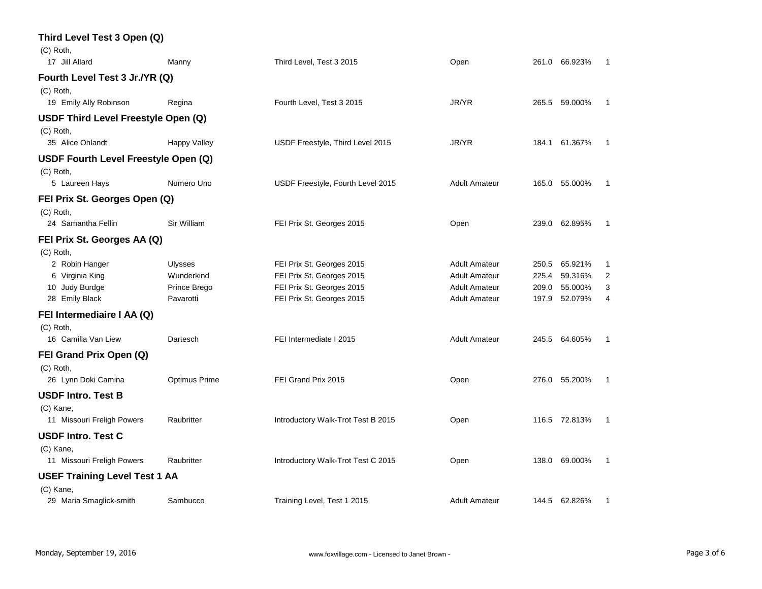### Third Level Test 3 Open (Q)

(C) Roth,

| # | Rider | Horse | Test | Division | Score | Percent | Place |
|---|---|---|---|---|---|---|---|
| 17 | Jill Allard | Manny | Third Level, Test 3 2015 | Open | 261.0 | 66.923% | 1 |

### Fourth Level Test 3 Jr./YR (Q)

(C) Roth,

| # | Rider | Horse | Test | Division | Score | Percent | Place |
|---|---|---|---|---|---|---|---|
| 19 | Emily Ally Robinson | Regina | Fourth Level, Test 3 2015 | JR/YR | 265.5 | 59.000% | 1 |

### USDF Third Level Freestyle Open (Q)

(C) Roth,

| # | Rider | Horse | Test | Division | Score | Percent | Place |
|---|---|---|---|---|---|---|---|
| 35 | Alice Ohlandt | Happy Valley | USDF Freestyle, Third Level 2015 | JR/YR | 184.1 | 61.367% | 1 |

### USDF Fourth Level Freestyle Open (Q)

(C) Roth,

| # | Rider | Horse | Test | Division | Score | Percent | Place |
|---|---|---|---|---|---|---|---|
| 5 | Laureen Hays | Numero Uno | USDF Freestyle, Fourth Level 2015 | Adult Amateur | 165.0 | 55.000% | 1 |

### FEI Prix St. Georges Open (Q)

(C) Roth,

| # | Rider | Horse | Test | Division | Score | Percent | Place |
|---|---|---|---|---|---|---|---|
| 24 | Samantha Fellin | Sir William | FEI Prix St. Georges 2015 | Open | 239.0 | 62.895% | 1 |

### FEI Prix St. Georges AA (Q)

(C) Roth,

| # | Rider | Horse | Test | Division | Score | Percent | Place |
|---|---|---|---|---|---|---|---|
| 2 | Robin Hanger | Ulysses | FEI Prix St. Georges 2015 | Adult Amateur | 250.5 | 65.921% | 1 |
| 6 | Virginia King | Wunderkind | FEI Prix St. Georges 2015 | Adult Amateur | 225.4 | 59.316% | 2 |
| 10 | Judy Burdge | Prince Brego | FEI Prix St. Georges 2015 | Adult Amateur | 209.0 | 55.000% | 3 |
| 28 | Emily Black | Pavarotti | FEI Prix St. Georges 2015 | Adult Amateur | 197.9 | 52.079% | 4 |

### FEI Intermediaire I AA (Q)

(C) Roth,

| # | Rider | Horse | Test | Division | Score | Percent | Place |
|---|---|---|---|---|---|---|---|
| 16 | Camilla Van Liew | Dartesch | FEI Intermediate I 2015 | Adult Amateur | 245.5 | 64.605% | 1 |

### FEI Grand Prix Open (Q)

(C) Roth,

| # | Rider | Horse | Test | Division | Score | Percent | Place |
|---|---|---|---|---|---|---|---|
| 26 | Lynn Doki Camina | Optimus Prime | FEI Grand Prix 2015 | Open | 276.0 | 55.200% | 1 |

### USDF Intro. Test B

(C) Kane,

| # | Rider | Horse | Test | Division | Score | Percent | Place |
|---|---|---|---|---|---|---|---|
| 11 | Missouri Freligh Powers | Raubritter | Introductory Walk-Trot Test B 2015 | Open | 116.5 | 72.813% | 1 |

### USDF Intro. Test C

(C) Kane,

| # | Rider | Horse | Test | Division | Score | Percent | Place |
|---|---|---|---|---|---|---|---|
| 11 | Missouri Freligh Powers | Raubritter | Introductory Walk-Trot Test C 2015 | Open | 138.0 | 69.000% | 1 |

### USEF Training Level Test 1 AA

(C) Kane,

| # | Rider | Horse | Test | Division | Score | Percent | Place |
|---|---|---|---|---|---|---|---|
| 29 | Maria Smaglick-smith | Sambucco | Training Level, Test 1 2015 | Adult Amateur | 144.5 | 62.826% | 1 |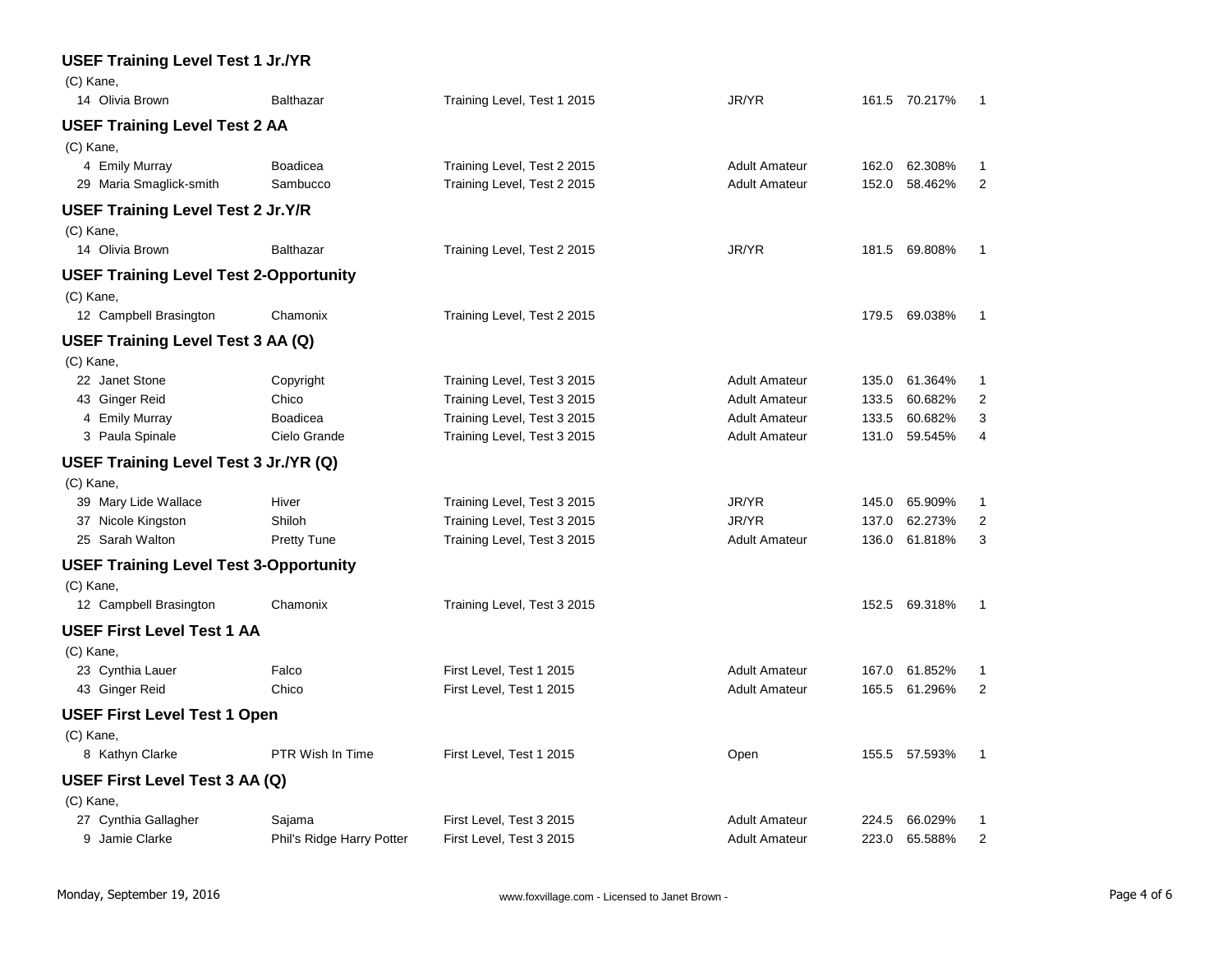### USEF Training Level Test 1 Jr./YR

(C) Kane,

| # | Rider | Horse | Test | Division | Score | % | Place |
|---|---|---|---|---|---|---|---|
| 14 | Olivia Brown | Balthazar | Training Level, Test 1 2015 | JR/YR | 161.5 | 70.217% | 1 |

### USEF Training Level Test 2 AA

(C) Kane,

| # | Rider | Horse | Test | Division | Score | % | Place |
|---|---|---|---|---|---|---|---|
| 4 | Emily Murray | Boadicea | Training Level, Test 2 2015 | Adult Amateur | 162.0 | 62.308% | 1 |
| 29 | Maria Smaglick-smith | Sambucco | Training Level, Test 2 2015 | Adult Amateur | 152.0 | 58.462% | 2 |

### USEF Training Level Test 2 Jr.Y/R

(C) Kane,

| # | Rider | Horse | Test | Division | Score | % | Place |
|---|---|---|---|---|---|---|---|
| 14 | Olivia Brown | Balthazar | Training Level, Test 2 2015 | JR/YR | 181.5 | 69.808% | 1 |

### USEF Training Level Test 2-Opportunity

(C) Kane,

| # | Rider | Horse | Test | Division | Score | % | Place |
|---|---|---|---|---|---|---|---|
| 12 | Campbell Brasington | Chamonix | Training Level, Test 2 2015 | | 179.5 | 69.038% | 1 |

### USEF Training Level Test 3 AA (Q)

(C) Kane,

| # | Rider | Horse | Test | Division | Score | % | Place |
|---|---|---|---|---|---|---|---|
| 22 | Janet Stone | Copyright | Training Level, Test 3 2015 | Adult Amateur | 135.0 | 61.364% | 1 |
| 43 | Ginger Reid | Chico | Training Level, Test 3 2015 | Adult Amateur | 133.5 | 60.682% | 2 |
| 4 | Emily Murray | Boadicea | Training Level, Test 3 2015 | Adult Amateur | 133.5 | 60.682% | 3 |
| 3 | Paula Spinale | Cielo Grande | Training Level, Test 3 2015 | Adult Amateur | 131.0 | 59.545% | 4 |

### USEF Training Level Test 3 Jr./YR (Q)

(C) Kane,

| # | Rider | Horse | Test | Division | Score | % | Place |
|---|---|---|---|---|---|---|---|
| 39 | Mary Lide Wallace | Hiver | Training Level, Test 3 2015 | JR/YR | 145.0 | 65.909% | 1 |
| 37 | Nicole Kingston | Shiloh | Training Level, Test 3 2015 | JR/YR | 137.0 | 62.273% | 2 |
| 25 | Sarah Walton | Pretty Tune | Training Level, Test 3 2015 | Adult Amateur | 136.0 | 61.818% | 3 |

### USEF Training Level Test 3-Opportunity

(C) Kane,

| # | Rider | Horse | Test | Division | Score | % | Place |
|---|---|---|---|---|---|---|---|
| 12 | Campbell Brasington | Chamonix | Training Level, Test 3 2015 | | 152.5 | 69.318% | 1 |

### USEF First Level Test 1 AA

(C) Kane,

| # | Rider | Horse | Test | Division | Score | % | Place |
|---|---|---|---|---|---|---|---|
| 23 | Cynthia Lauer | Falco | First Level, Test 1 2015 | Adult Amateur | 167.0 | 61.852% | 1 |
| 43 | Ginger Reid | Chico | First Level, Test 1 2015 | Adult Amateur | 165.5 | 61.296% | 2 |

### USEF First Level Test 1 Open

(C) Kane,

| # | Rider | Horse | Test | Division | Score | % | Place |
|---|---|---|---|---|---|---|---|
| 8 | Kathyn Clarke | PTR Wish In Time | First Level, Test 1 2015 | Open | 155.5 | 57.593% | 1 |

### USEF First Level Test 3 AA (Q)

(C) Kane,

| # | Rider | Horse | Test | Division | Score | % | Place |
|---|---|---|---|---|---|---|---|
| 27 | Cynthia Gallagher | Sajama | First Level, Test 3 2015 | Adult Amateur | 224.5 | 66.029% | 1 |
| 9 | Jamie Clarke | Phil's Ridge Harry Potter | First Level, Test 3 2015 | Adult Amateur | 223.0 | 65.588% | 2 |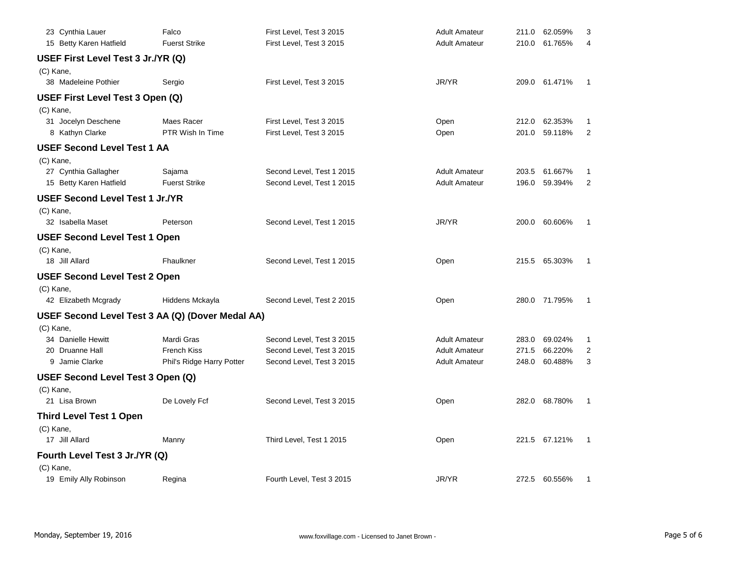| | | | | | | |
|---|---|---|---|---|---|---|
| 23 Cynthia Lauer | Falco | First Level, Test 3 2015 | Adult Amateur | 211.0 | 62.059% | 3 |
| 15 Betty Karen Hatfield | Fuerst Strike | First Level, Test 3 2015 | Adult Amateur | 210.0 | 61.765% | 4 |

### USEF First Level Test 3 Jr./YR (Q)

(C) Kane,

| | | | | | | |
|---|---|---|---|---|---|---|
| 38 Madeleine Pothier | Sergio | First Level, Test 3 2015 | JR/YR | 209.0 | 61.471% | 1 |

### USEF First Level Test 3 Open (Q)

(C) Kane,

| | | | | | | |
|---|---|---|---|---|---|---|
| 31 Jocelyn Deschene | Maes Racer | First Level, Test 3 2015 | Open | 212.0 | 62.353% | 1 |
| 8 Kathyn Clarke | PTR Wish In Time | First Level, Test 3 2015 | Open | 201.0 | 59.118% | 2 |

### USEF Second Level Test 1 AA

(C) Kane,

| | | | | | | |
|---|---|---|---|---|---|---|
| 27 Cynthia Gallagher | Sajama | Second Level, Test 1 2015 | Adult Amateur | 203.5 | 61.667% | 1 |
| 15 Betty Karen Hatfield | Fuerst Strike | Second Level, Test 1 2015 | Adult Amateur | 196.0 | 59.394% | 2 |

### USEF Second Level Test 1 Jr./YR

(C) Kane,

| | | | | | | |
|---|---|---|---|---|---|---|
| 32 Isabella Maset | Peterson | Second Level, Test 1 2015 | JR/YR | 200.0 | 60.606% | 1 |

### USEF Second Level Test 1 Open

(C) Kane,

| | | | | | | |
|---|---|---|---|---|---|---|
| 18 Jill Allard | Fhaulkner | Second Level, Test 1 2015 | Open | 215.5 | 65.303% | 1 |

### USEF Second Level Test 2 Open

(C) Kane,

| | | | | | | |
|---|---|---|---|---|---|---|
| 42 Elizabeth Mcgrady | Hiddens Mckayla | Second Level, Test 2 2015 | Open | 280.0 | 71.795% | 1 |

### USEF Second Level Test 3 AA (Q) (Dover Medal AA)

(C) Kane,

| | | | | | | |
|---|---|---|---|---|---|---|
| 34 Danielle Hewitt | Mardi Gras | Second Level, Test 3 2015 | Adult Amateur | 283.0 | 69.024% | 1 |
| 20 Druanne Hall | French Kiss | Second Level, Test 3 2015 | Adult Amateur | 271.5 | 66.220% | 2 |
| 9 Jamie Clarke | Phil's Ridge Harry Potter | Second Level, Test 3 2015 | Adult Amateur | 248.0 | 60.488% | 3 |

### USEF Second Level Test 3 Open (Q)

(C) Kane,

| | | | | | | |
|---|---|---|---|---|---|---|
| 21 Lisa Brown | De Lovely Fcf | Second Level, Test 3 2015 | Open | 282.0 | 68.780% | 1 |

### Third Level Test 1 Open

(C) Kane,

| | | | | | | |
|---|---|---|---|---|---|---|
| 17 Jill Allard | Manny | Third Level, Test 1 2015 | Open | 221.5 | 67.121% | 1 |

### Fourth Level Test 3 Jr./YR (Q)

(C) Kane,

| | | | | | | |
|---|---|---|---|---|---|---|
| 19 Emily Ally Robinson | Regina | Fourth Level, Test 3 2015 | JR/YR | 272.5 | 60.556% | 1 |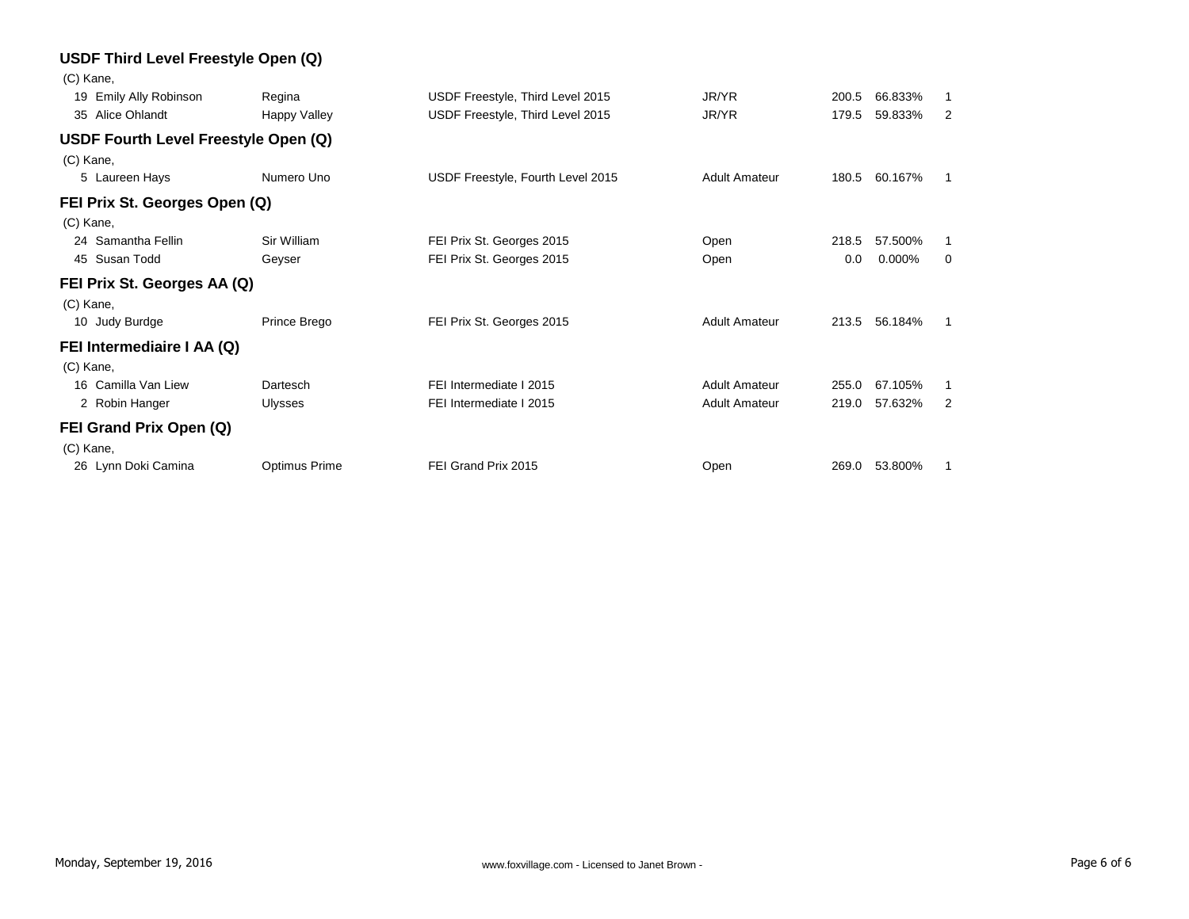### USDF Third Level Freestyle Open (Q)

(C) Kane,

| | | | | | | | |
|---|---|---|---|---|---|---|---|
| 19 | Emily Ally Robinson | Regina | USDF Freestyle, Third Level 2015 | JR/YR | 200.5 | 66.833% | 1 |
| 35 | Alice Ohlandt | Happy Valley | USDF Freestyle, Third Level 2015 | JR/YR | 179.5 | 59.833% | 2 |

### USDF Fourth Level Freestyle Open (Q)

(C) Kane,

| | | | | | | | |
|---|---|---|---|---|---|---|---|
| 5 | Laureen Hays | Numero Uno | USDF Freestyle, Fourth Level 2015 | Adult Amateur | 180.5 | 60.167% | 1 |

### FEI Prix St. Georges Open (Q)

(C) Kane,

| | | | | | | | |
|---|---|---|---|---|---|---|---|
| 24 | Samantha Fellin | Sir William | FEI Prix St. Georges 2015 | Open | 218.5 | 57.500% | 1 |
| 45 | Susan Todd | Geyser | FEI Prix St. Georges 2015 | Open | 0.0 | 0.000% | 0 |

### FEI Prix St. Georges AA (Q)

(C) Kane,

| | | | | | | | |
|---|---|---|---|---|---|---|---|
| 10 | Judy Burdge | Prince Brego | FEI Prix St. Georges 2015 | Adult Amateur | 213.5 | 56.184% | 1 |

### FEI Intermediaire I AA (Q)

(C) Kane,

| | | | | | | | |
|---|---|---|---|---|---|---|---|
| 16 | Camilla Van Liew | Dartesch | FEI Intermediate I 2015 | Adult Amateur | 255.0 | 67.105% | 1 |
| 2 | Robin Hanger | Ulysses | FEI Intermediate I 2015 | Adult Amateur | 219.0 | 57.632% | 2 |

### FEI Grand Prix Open (Q)

(C) Kane,

| | | | | | | | |
|---|---|---|---|---|---|---|---|
| 26 | Lynn Doki Camina | Optimus Prime | FEI Grand Prix 2015 | Open | 269.0 | 53.800% | 1 |